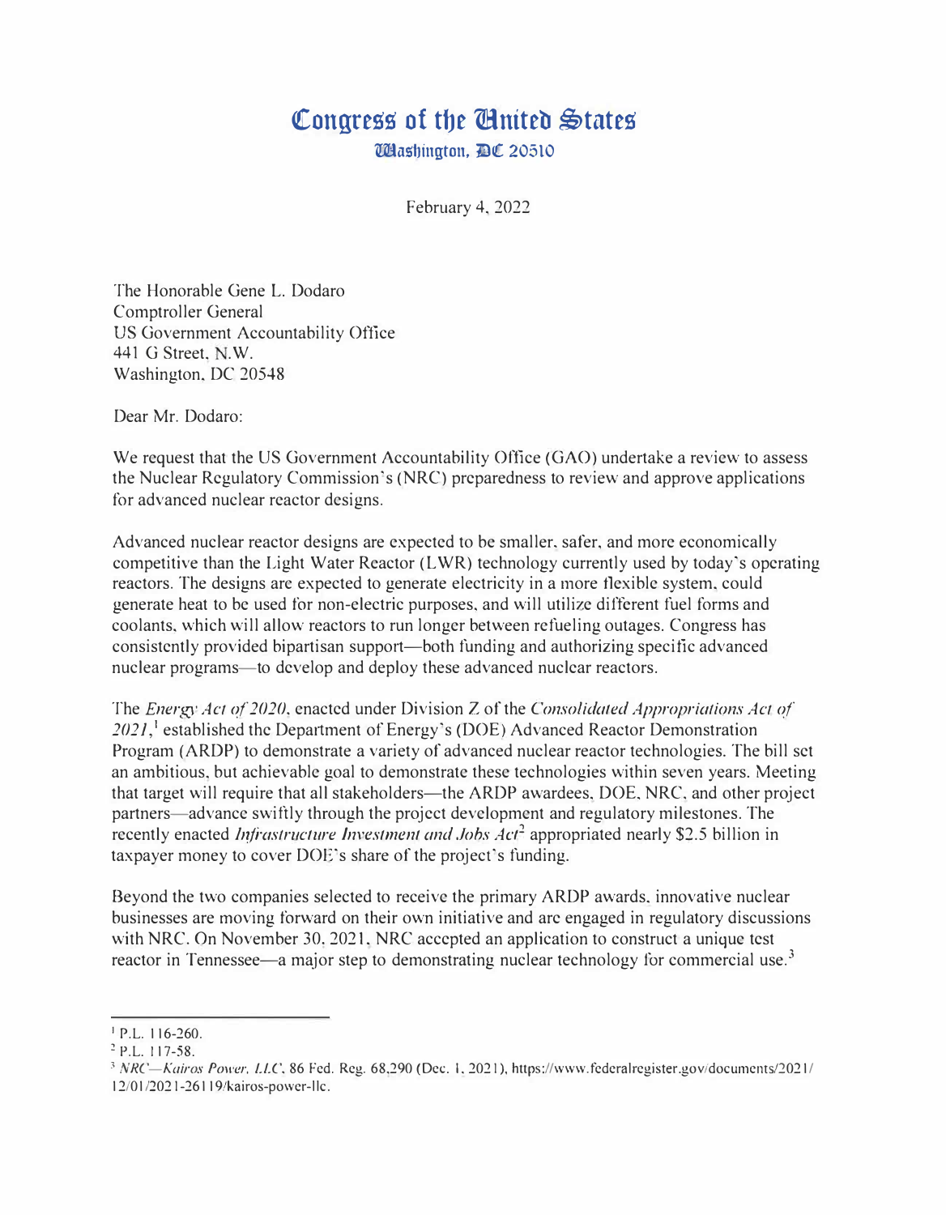# Congress of the United States

Washington, DC 20510

February 4, 2022

The Honorable Gene L. Dodaro
Comptroller General
US Government Accountability Office
441 G Street, N.W.
Washington, DC 20548

Dear Mr. Dodaro:

We request that the US Government Accountability Office (GAO) undertake a review to assess the Nuclear Regulatory Commission's (NRC) preparedness to review and approve applications for advanced nuclear reactor designs.

Advanced nuclear reactor designs are expected to be smaller, safer, and more economically competitive than the Light Water Reactor (LWR) technology currently used by today's operating reactors. The designs are expected to generate electricity in a more flexible system, could generate heat to be used for non-electric purposes, and will utilize different fuel forms and coolants, which will allow reactors to run longer between refueling outages. Congress has consistently provided bipartisan support—both funding and authorizing specific advanced nuclear programs—to develop and deploy these advanced nuclear reactors.

The *Energy Act of 2020*, enacted under Division Z of the *Consolidated Appropriations Act of 2021*,[1] established the Department of Energy's (DOE) Advanced Reactor Demonstration Program (ARDP) to demonstrate a variety of advanced nuclear reactor technologies. The bill set an ambitious, but achievable goal to demonstrate these technologies within seven years. Meeting that target will require that all stakeholders—the ARDP awardees, DOE, NRC, and other project partners—advance swiftly through the project development and regulatory milestones. The recently enacted *Infrastructure Investment and Jobs Act*[2] appropriated nearly $2.5 billion in taxpayer money to cover DOE's share of the project's funding.

Beyond the two companies selected to receive the primary ARDP awards, innovative nuclear businesses are moving forward on their own initiative and are engaged in regulatory discussions with NRC. On November 30, 2021, NRC accepted an application to construct a unique test reactor in Tennessee—a major step to demonstrating nuclear technology for commercial use.[3]

---

[1] P.L. 116-260.

[2] P.L. 117-58.

[3] *NRC—Kairos Power, LLC*, 86 Fed. Reg. 68,290 (Dec. 1, 2021), https://www.federalregister.gov/documents/2021/12/01/2021-26119/kairos-power-llc.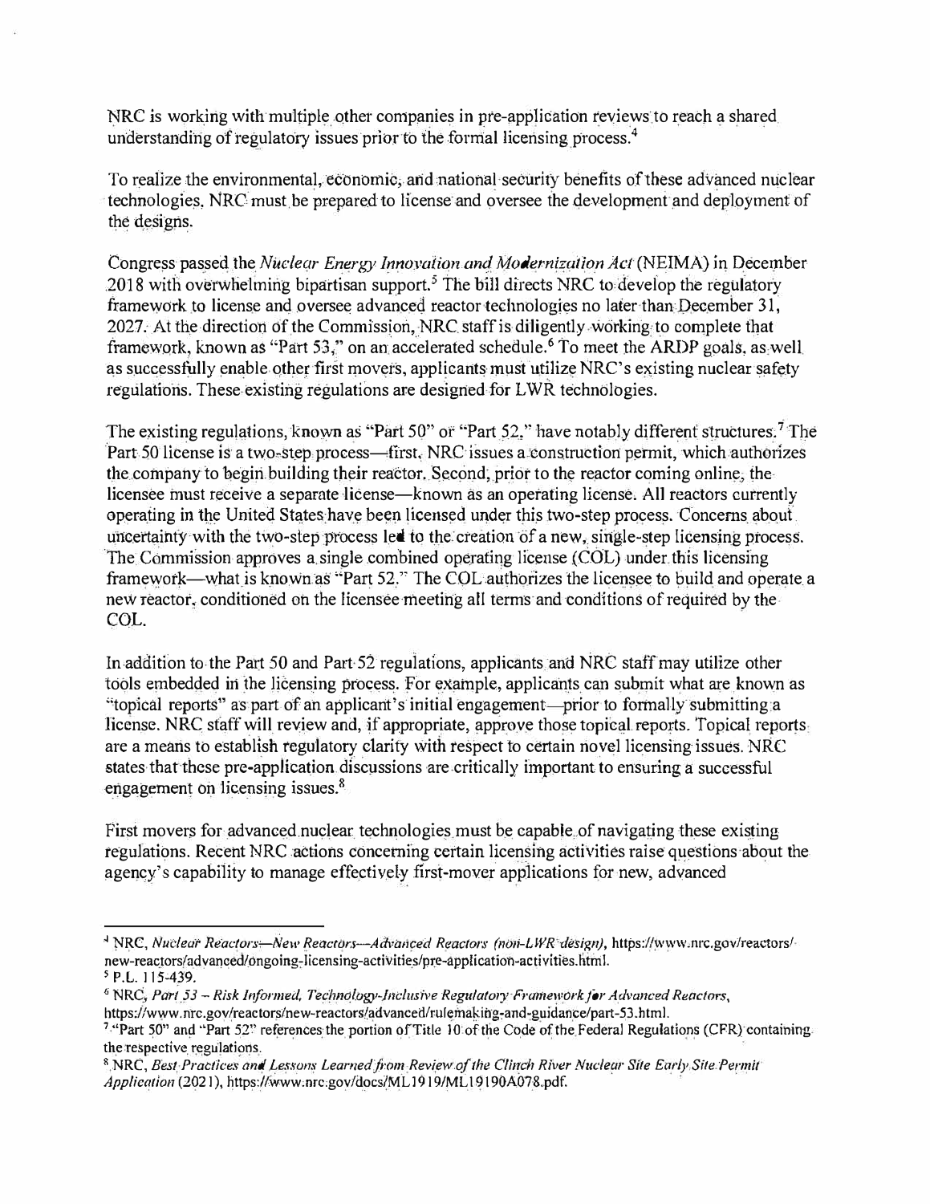NRC is working with multiple other companies in pre-application reviews to reach a shared understanding of regulatory issues prior to the formal licensing process.[4]

To realize the environmental, economic, and national security benefits of these advanced nuclear technologies, NRC must be prepared to license and oversee the development and deployment of the designs.

Congress passed the *Nuclear Energy Innovation and Modernization Act* (NEIMA) in December 2018 with overwhelming bipartisan support.[5] The bill directs NRC to develop the regulatory framework to license and oversee advanced reactor technologies no later than December 31, 2027. At the direction of the Commission, NRC staff is diligently working to complete that framework, known as "Part 53," on an accelerated schedule.[6] To meet the ARDP goals, as well as successfully enable other first movers, applicants must utilize NRC's existing nuclear safety regulations. These existing regulations are designed for LWR technologies.

The existing regulations, known as "Part 50" or "Part 52," have notably different structures.[7] The Part 50 license is a two-step process—first, NRC issues a construction permit, which authorizes the company to begin building their reactor. Second, prior to the reactor coming online, the licensee must receive a separate license—known as an operating license. All reactors currently operating in the United States have been licensed under this two-step process. Concerns about uncertainty with the two-step process led to the creation of a new, single-step licensing process. The Commission approves a single combined operating license (COL) under this licensing framework—what is known as "Part 52." The COL authorizes the licensee to build and operate a new reactor, conditioned on the licensee meeting all terms and conditions of required by the COL.

In addition to the Part 50 and Part 52 regulations, applicants and NRC staff may utilize other tools embedded in the licensing process. For example, applicants can submit what are known as "topical reports" as part of an applicant's initial engagement—prior to formally submitting a license. NRC staff will review and, if appropriate, approve those topical reports. Topical reports are a means to establish regulatory clarity with respect to certain novel licensing issues. NRC states that these pre-application discussions are critically important to ensuring a successful engagement on licensing issues.[8]

First movers for advanced nuclear technologies must be capable of navigating these existing regulations. Recent NRC actions concerning certain licensing activities raise questions about the agency's capability to manage effectively first-mover applications for new, advanced

---

[4] NRC, *Nuclear Reactors—New Reactors—Advanced Reactors (non-LWR design)*, https://www.nrc.gov/reactors/new-reactors/advanced/ongoing-licensing-activities/pre-application-activities.html.

[5] P.L. 115-439.

[6] NRC, *Part 53 – Risk Informed, Technology-Inclusive Regulatory Framework for Advanced Reactors*, https://www.nrc.gov/reactors/new-reactors/advanced/rulemaking-and-guidance/part-53.html.

[7] "Part 50" and "Part 52" references the portion of Title 10 of the Code of the Federal Regulations (CFR) containing the respective regulations.

[8] NRC, *Best Practices and Lessons Learned from Review of the Clinch River Nuclear Site Early Site Permit Application* (2021), https://www.nrc.gov/docs/ML1919/ML19190A078.pdf.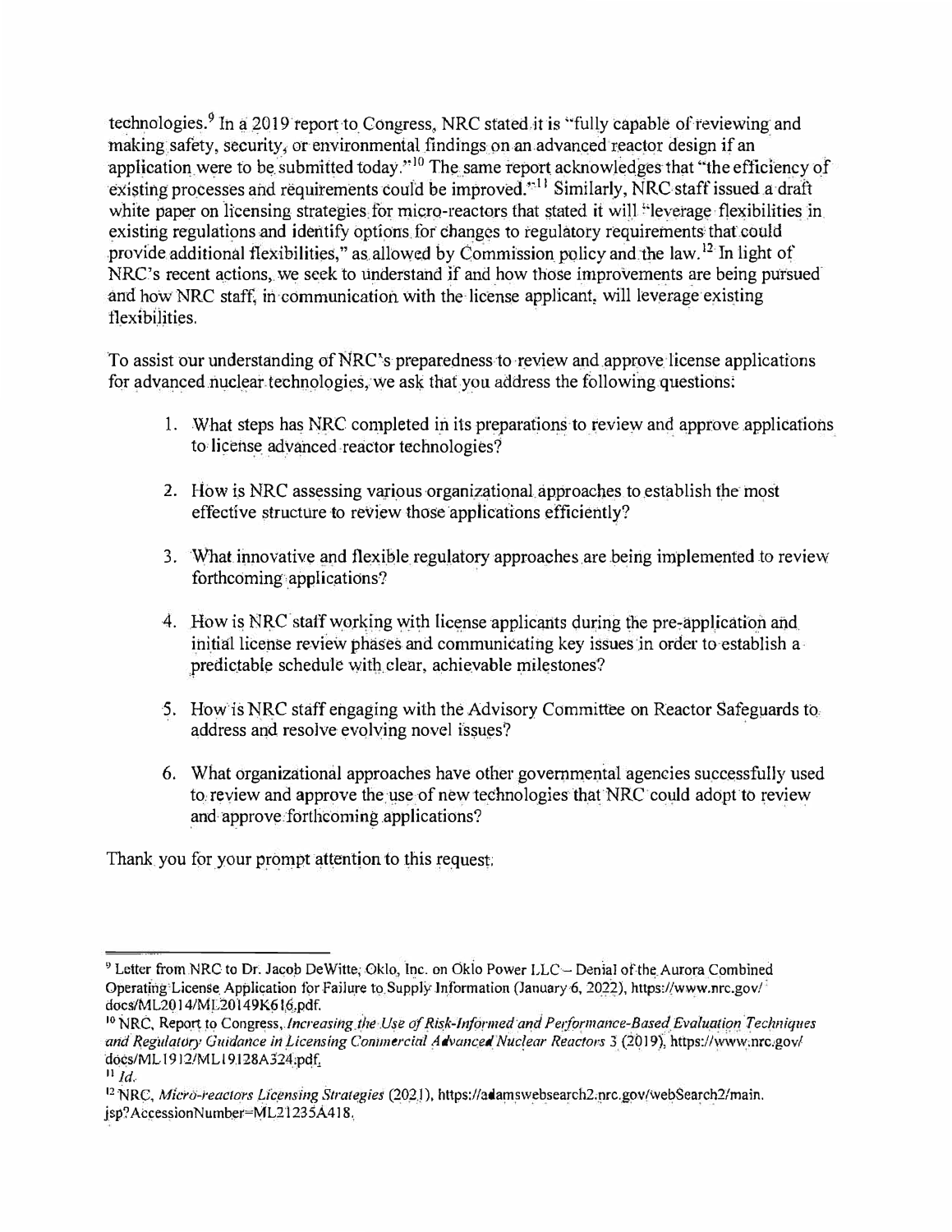technologies.[9] In a 2019 report to Congress, NRC stated it is "fully capable of reviewing and making safety, security, or environmental findings on an advanced reactor design if an application were to be submitted today."[10] The same report acknowledges that "the efficiency of existing processes and requirements could be improved."[11] Similarly, NRC staff issued a draft white paper on licensing strategies for micro-reactors that stated it will "leverage flexibilities in existing regulations and identify options for changes to regulatory requirements that could provide additional flexibilities," as allowed by Commission policy and the law.[12] In light of NRC's recent actions, we seek to understand if and how those improvements are being pursued and how NRC staff, in communication with the license applicant, will leverage existing flexibilities.

To assist our understanding of NRC's preparedness to review and approve license applications for advanced nuclear technologies, we ask that you address the following questions:

1. What steps has NRC completed in its preparations to review and approve applications to license advanced reactor technologies?

2. How is NRC assessing various organizational approaches to establish the most effective structure to review those applications efficiently?

3. What innovative and flexible regulatory approaches are being implemented to review forthcoming applications?

4. How is NRC staff working with license applicants during the pre-application and initial license review phases and communicating key issues in order to establish a predictable schedule with clear, achievable milestones?

5. How is NRC staff engaging with the Advisory Committee on Reactor Safeguards to address and resolve evolving novel issues?

6. What organizational approaches have other governmental agencies successfully used to review and approve the use of new technologies that NRC could adopt to review and approve forthcoming applications?

Thank you for your prompt attention to this request.

---

[9] Letter from NRC to Dr. Jacob DeWitte, Oklo, Inc. on Oklo Power LLC – Denial of the Aurora Combined Operating License Application for Failure to Supply Information (January 6, 2022), https://www.nrc.gov/docs/ML2014/ML20149K616.pdf.

[10] NRC, Report to Congress, *Increasing the Use of Risk-Informed and Performance-Based Evaluation Techniques and Regulatory Guidance in Licensing Commercial Advanced Nuclear Reactors* 3 (2019), https://www.nrc.gov/docs/ML1912/ML19128A324.pdf.

[11] *Id.*

[12] NRC, *Micro-reactors Licensing Strategies* (2021), https://adamswebsearch2.nrc.gov/webSearch2/main.jsp?AccessionNumber=ML21235A418.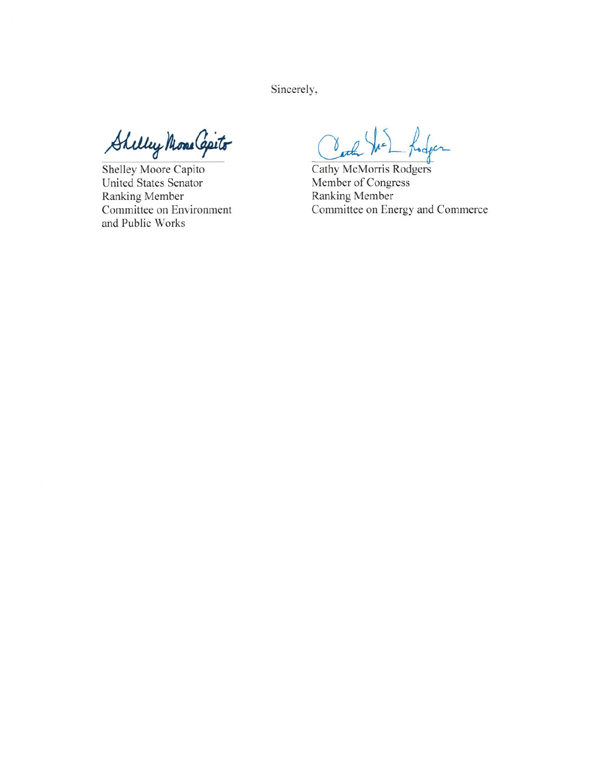Sincerely,

Shelley Moore Capito
United States Senator
Ranking Member
Committee on Environment
and Public Works

Cathy McMorris Rodgers
Member of Congress
Ranking Member
Committee on Energy and Commerce